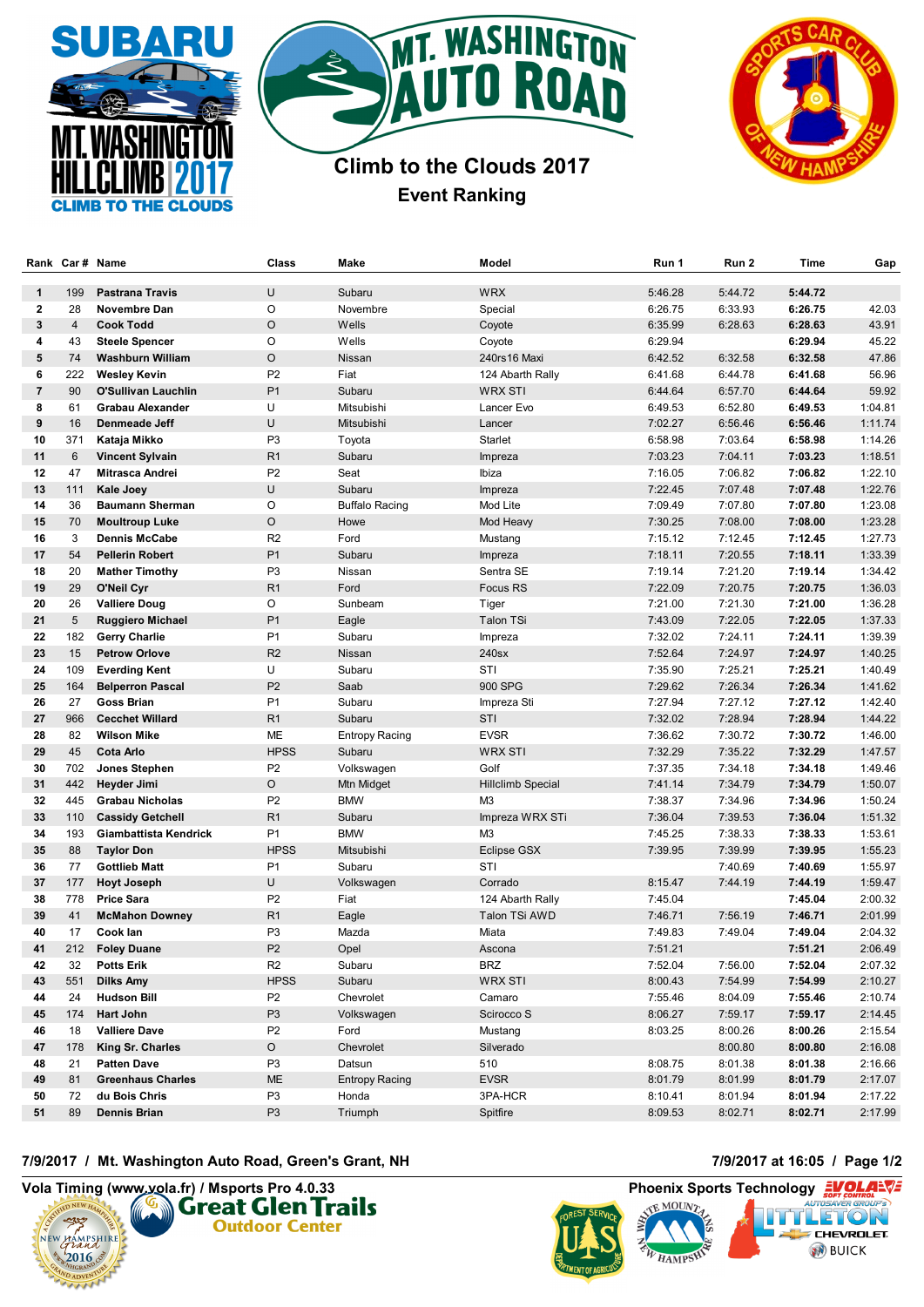# Climb to the Clouds 2017

## Event Ranking

| Rank | Car # | Name | Class | Make | Model | Run 1 | Run 2 | Time | Gap |
|---|---|---|---|---|---|---|---|---|---|
| 1 | 199 | **Pastrana Travis** | U | Subaru | WRX | 5:46.28 | 5:44.72 | **5:44.72** | |
| 2 | 28 | **Novembre Dan** | O | Novembre | Special | 6:26.75 | 6:33.93 | **6:26.75** | 42.03 |
| 3 | 4 | **Cook Todd** | O | Wells | Coyote | 6:35.99 | 6:28.63 | **6:28.63** | 43.91 |
| 4 | 43 | **Steele Spencer** | O | Wells | Coyote | 6:29.94 | | **6:29.94** | 45.22 |
| 5 | 74 | **Washburn William** | O | Nissan | 240rs16 Maxi | 6:42.52 | 6:32.58 | **6:32.58** | 47.86 |
| 6 | 222 | **Wesley Kevin** | P2 | Fiat | 124 Abarth Rally | 6:41.68 | 6:44.78 | **6:41.68** | 56.96 |
| 7 | 90 | **O'Sullivan Lauchlin** | P1 | Subaru | WRX STI | 6:44.64 | 6:57.70 | **6:44.64** | 59.92 |
| 8 | 61 | **Grabau Alexander** | U | Mitsubishi | Lancer Evo | 6:49.53 | 6:52.80 | **6:49.53** | 1:04.81 |
| 9 | 16 | **Denmeade Jeff** | U | Mitsubishi | Lancer | 7:02.27 | 6:56.46 | **6:56.46** | 1:11.74 |
| 10 | 371 | **Kataja Mikko** | P3 | Toyota | Starlet | 6:58.98 | 7:03.64 | **6:58.98** | 1:14.26 |
| 11 | 6 | **Vincent Sylvain** | R1 | Subaru | Impreza | 7:03.23 | 7:04.11 | **7:03.23** | 1:18.51 |
| 12 | 47 | **Mitrasca Andrei** | P2 | Seat | Ibiza | 7:16.05 | 7:06.82 | **7:06.82** | 1:22.10 |
| 13 | 111 | **Kale Joey** | U | Subaru | Impreza | 7:22.45 | 7:07.48 | **7:07.48** | 1:22.76 |
| 14 | 36 | **Baumann Sherman** | O | Buffalo Racing | Mod Lite | 7:09.49 | 7:07.80 | **7:07.80** | 1:23.08 |
| 15 | 70 | **Moultroup Luke** | O | Howe | Mod Heavy | 7:30.25 | 7:08.00 | **7:08.00** | 1:23.28 |
| 16 | 3 | **Dennis McCabe** | R2 | Ford | Mustang | 7:15.12 | 7:12.45 | **7:12.45** | 1:27.73 |
| 17 | 54 | **Pellerin Robert** | P1 | Subaru | Impreza | 7:18.11 | 7:20.55 | **7:18.11** | 1:33.39 |
| 18 | 20 | **Mather Timothy** | P3 | Nissan | Sentra SE | 7:19.14 | 7:21.20 | **7:19.14** | 1:34.42 |
| 19 | 29 | **O'Neil Cyr** | R1 | Ford | Focus RS | 7:22.09 | 7:20.75 | **7:20.75** | 1:36.03 |
| 20 | 26 | **Valliere Doug** | O | Sunbeam | Tiger | 7:21.00 | 7:21.30 | **7:21.00** | 1:36.28 |
| 21 | 5 | **Ruggiero Michael** | P1 | Eagle | Talon TSi | 7:43.09 | 7:22.05 | **7:22.05** | 1:37.33 |
| 22 | 182 | **Gerry Charlie** | P1 | Subaru | Impreza | 7:32.02 | 7:24.11 | **7:24.11** | 1:39.39 |
| 23 | 15 | **Petrow Orlove** | R2 | Nissan | 240sx | 7:52.64 | 7:24.97 | **7:24.97** | 1:40.25 |
| 24 | 109 | **Everding Kent** | U | Subaru | STI | 7:35.90 | 7:25.21 | **7:25.21** | 1:40.49 |
| 25 | 164 | **Belperron Pascal** | P2 | Saab | 900 SPG | 7:29.62 | 7:26.34 | **7:26.34** | 1:41.62 |
| 26 | 27 | **Goss Brian** | P1 | Subaru | Impreza Sti | 7:27.94 | 7:27.12 | **7:27.12** | 1:42.40 |
| 27 | 966 | **Cecchet Willard** | R1 | Subaru | STI | 7:32.02 | 7:28.94 | **7:28.94** | 1:44.22 |
| 28 | 82 | **Wilson Mike** | ME | Entropy Racing | EVSR | 7:36.62 | 7:30.72 | **7:30.72** | 1:46.00 |
| 29 | 45 | **Cota Arlo** | HPSS | Subaru | WRX STI | 7:32.29 | 7:35.22 | **7:32.29** | 1:47.57 |
| 30 | 702 | **Jones Stephen** | P2 | Volkswagen | Golf | 7:37.35 | 7:34.18 | **7:34.18** | 1:49.46 |
| 31 | 442 | **Heyder Jimi** | O | Mtn Midget | Hillclimb Special | 7:41.14 | 7:34.79 | **7:34.79** | 1:50.07 |
| 32 | 445 | **Grabau Nicholas** | P2 | BMW | M3 | 7:38.37 | 7:34.96 | **7:34.96** | 1:50.24 |
| 33 | 110 | **Cassidy Getchell** | R1 | Subaru | Impreza WRX STi | 7:36.04 | 7:39.53 | **7:36.04** | 1:51.32 |
| 34 | 193 | **Giambattista Kendrick** | P1 | BMW | M3 | 7:45.25 | 7:38.33 | **7:38.33** | 1:53.61 |
| 35 | 88 | **Taylor Don** | HPSS | Mitsubishi | Eclipse GSX | 7:39.95 | 7:39.99 | **7:39.95** | 1:55.23 |
| 36 | 77 | **Gottlieb Matt** | P1 | Subaru | STI | | 7:40.69 | **7:40.69** | 1:55.97 |
| 37 | 177 | **Hoyt Joseph** | U | Volkswagen | Corrado | 8:15.47 | 7:44.19 | **7:44.19** | 1:59.47 |
| 38 | 778 | **Price Sara** | P2 | Fiat | 124 Abarth Rally | 7:45.04 | | **7:45.04** | 2:00.32 |
| 39 | 41 | **McMahon Downey** | R1 | Eagle | Talon TSi AWD | 7:46.71 | 7:56.19 | **7:46.71** | 2:01.99 |
| 40 | 17 | **Cook Ian** | P3 | Mazda | Miata | 7:49.83 | 7:49.04 | **7:49.04** | 2:04.32 |
| 41 | 212 | **Foley Duane** | P2 | Opel | Ascona | 7:51.21 | | **7:51.21** | 2:06.49 |
| 42 | 32 | **Potts Erik** | R2 | Subaru | BRZ | 7:52.04 | 7:56.00 | **7:52.04** | 2:07.32 |
| 43 | 551 | **Dilks Amy** | HPSS | Subaru | WRX STI | 8:00.43 | 7:54.99 | **7:54.99** | 2:10.27 |
| 44 | 24 | **Hudson Bill** | P2 | Chevrolet | Camaro | 7:55.46 | 8:04.09 | **7:55.46** | 2:10.74 |
| 45 | 174 | **Hart John** | P3 | Volkswagen | Scirocco S | 8:06.27 | 7:59.17 | **7:59.17** | 2:14.45 |
| 46 | 18 | **Valliere Dave** | P2 | Ford | Mustang | 8:03.25 | 8:00.26 | **8:00.26** | 2:15.54 |
| 47 | 178 | **King Sr. Charles** | O | Chevrolet | Silverado | | 8:00.80 | **8:00.80** | 2:16.08 |
| 48 | 21 | **Patten Dave** | P3 | Datsun | 510 | 8:08.75 | 8:01.38 | **8:01.38** | 2:16.66 |
| 49 | 81 | **Greenhaus Charles** | ME | Entropy Racing | EVSR | 8:01.79 | 8:01.99 | **8:01.79** | 2:17.07 |
| 50 | 72 | **du Bois Chris** | P3 | Honda | 3PA-HCR | 8:10.41 | 8:01.94 | **8:01.94** | 2:17.22 |
| 51 | 89 | **Dennis Brian** | P3 | Triumph | Spitfire | 8:09.53 | 8:02.71 | **8:02.71** | 2:17.99 |

**7/9/2017 / Mt. Washington Auto Road, Green's Grant, NH** — **7/9/2017 at 16:05**

**Vola Timing (www.vola.fr) / Msports Pro 4.0.33** — **Phoenix Sports Technology**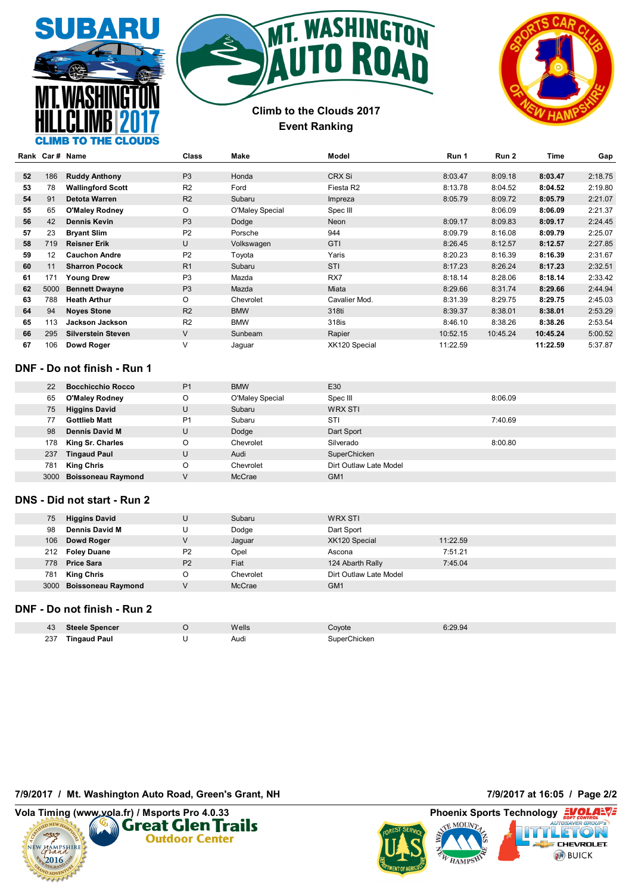Climb to the Clouds 2017

Event Ranking

| Rank | Car # | Name | Class | Make | Model | Run 1 | Run 2 | Time | Gap |
|---|---|---|---|---|---|---|---|---|---|
| 52 | 186 | Ruddy Anthony | P3 | Honda | CRX Si | 8:03.47 | 8:09.18 | 8:03.47 | 2:18.75 |
| 53 | 78 | Wallingford Scott | R2 | Ford | Fiesta R2 | 8:13.78 | 8:04.52 | 8:04.52 | 2:19.80 |
| 54 | 91 | Detota Warren | R2 | Subaru | Impreza | 8:05.79 | 8:09.72 | 8:05.79 | 2:21.07 |
| 55 | 65 | O'Maley Rodney | O | O'Maley Special | Spec III | | 8:06.09 | 8:06.09 | 2:21.37 |
| 56 | 42 | Dennis Kevin | P3 | Dodge | Neon | 8:09.17 | 8:09.83 | 8:09.17 | 2:24.45 |
| 57 | 23 | Bryant Slim | P2 | Porsche | 944 | 8:09.79 | 8:16.08 | 8:09.79 | 2:25.07 |
| 58 | 719 | Reisner Erik | U | Volkswagen | GTI | 8:26.45 | 8:12.57 | 8:12.57 | 2:27.85 |
| 59 | 12 | Cauchon Andre | P2 | Toyota | Yaris | 8:20.23 | 8:16.39 | 8:16.39 | 2:31.67 |
| 60 | 11 | Sharron Pocock | R1 | Subaru | STI | 8:17.23 | 8:26.24 | 8:17.23 | 2:32.51 |
| 61 | 171 | Young Drew | P3 | Mazda | RX7 | 8:18.14 | 8:28.06 | 8:18.14 | 2:33.42 |
| 62 | 5000 | Bennett Dwayne | P3 | Mazda | Miata | 8:29.66 | 8:31.74 | 8:29.66 | 2:44.94 |
| 63 | 788 | Heath Arthur | O | Chevrolet | Cavalier Mod. | 8:31.39 | 8:29.75 | 8:29.75 | 2:45.03 |
| 64 | 94 | Noyes Stone | R2 | BMW | 318ti | 8:39.37 | 8:38.01 | 8:38.01 | 2:53.29 |
| 65 | 113 | Jackson Jackson | R2 | BMW | 318is | 8:46.10 | 8:38.26 | 8:38.26 | 2:53.54 |
| 66 | 295 | Silverstein Steven | V | Sunbeam | Rapier | 10:52.15 | 10:45.24 | 10:45.24 | 5:00.52 |
| 67 | 106 | Dowd Roger | V | Jaguar | XK120 Special | 11:22.59 | | 11:22.59 | 5:37.87 |

## DNF - Do not finish - Run 1

| Car # | Name | Class | Make | Model | Run 1 | Run 2 |
|---|---|---|---|---|---|---|
| 22 | Bocchicchio Rocco | P1 | BMW | E30 | | |
| 65 | O'Maley Rodney | O | O'Maley Special | Spec III | | 8:06.09 |
| 75 | Higgins David | U | Subaru | WRX STI | | |
| 77 | Gottlieb Matt | P1 | Subaru | STI | | 7:40.69 |
| 98 | Dennis David M | U | Dodge | Dart Sport | | |
| 178 | King Sr. Charles | O | Chevrolet | Silverado | | 8:00.80 |
| 237 | Tingaud Paul | U | Audi | SuperChicken | | |
| 781 | King Chris | O | Chevrolet | Dirt Outlaw Late Model | | |
| 3000 | Boissoneau Raymond | V | McCrae | GM1 | | |

## DNS - Did not start - Run 2

| Car # | Name | Class | Make | Model | Run 1 | Run 2 |
|---|---|---|---|---|---|---|
| 75 | Higgins David | U | Subaru | WRX STI | | |
| 98 | Dennis David M | U | Dodge | Dart Sport | | |
| 106 | Dowd Roger | V | Jaguar | XK120 Special | 11:22.59 | |
| 212 | Foley Duane | P2 | Opel | Ascona | 7:51.21 | |
| 778 | Price Sara | P2 | Fiat | 124 Abarth Rally | 7:45.04 | |
| 781 | King Chris | O | Chevrolet | Dirt Outlaw Late Model | | |
| 3000 | Boissoneau Raymond | V | McCrae | GM1 | | |

## DNF - Do not finish - Run 2

| Car # | Name | Class | Make | Model | Run 1 | Run 2 |
|---|---|---|---|---|---|---|
| 43 | Steele Spencer | O | Wells | Coyote | 6:29.94 | |
| 237 | Tingaud Paul | U | Audi | SuperChicken | | |

7/9/2017 / Mt. Washington Auto Road, Green's Grant, NH

7/9/2017 at 16:05

Vola Timing (www.vola.fr) / Msports Pro 4.0.33

Phoenix Sports Technology